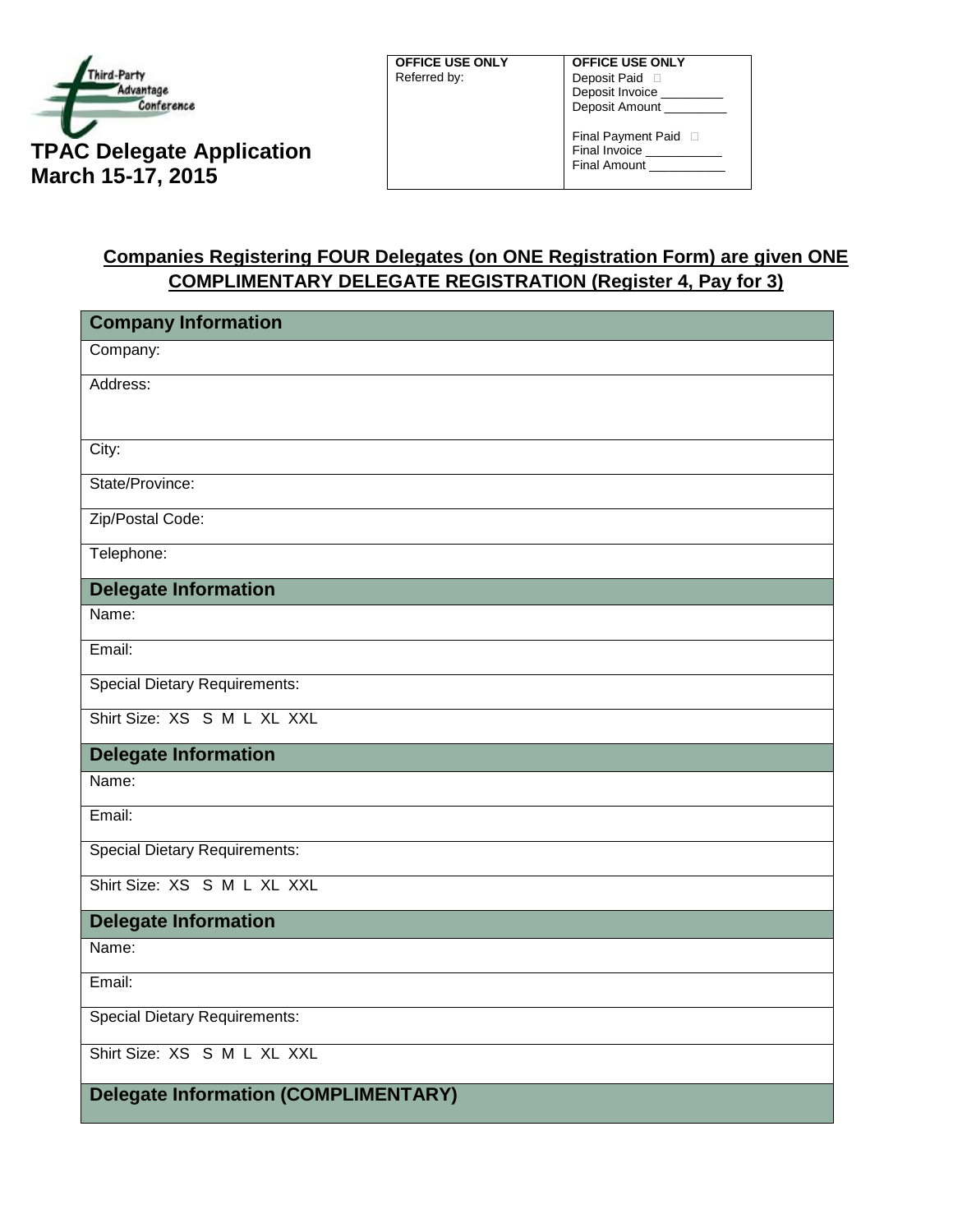Third-Party Advantage Conference

# TPAC Delegate Application
## March 15-17, 2015

| OFFICE USE ONLY | OFFICE USE ONLY |
|---|---|
| Referred by: | Deposit Paid ☐<br>Deposit Invoice _________<br>Deposit Amount _________<br><br>Final Payment Paid ☐<br>Final Invoice ___________<br>Final Amount ___________ |

**Companies Registering FOUR Delegates (on ONE Registration Form) are given ONE COMPLIMENTARY DELEGATE REGISTRATION (Register 4, Pay for 3)**

| **Company Information** |
|---|
| Company: |
| Address: |
| City: |
| State/Province: |
| Zip/Postal Code: |
| Telephone: |
| **Delegate Information** |
| Name: |
| Email: |
| Special Dietary Requirements: |
| Shirt Size: XS S M L XL XXL |
| **Delegate Information** |
| Name: |
| Email: |
| Special Dietary Requirements: |
| Shirt Size: XS S M L XL XXL |
| **Delegate Information** |
| Name: |
| Email: |
| Special Dietary Requirements: |
| Shirt Size: XS S M L XL XXL |
| **Delegate Information (COMPLIMENTARY)** |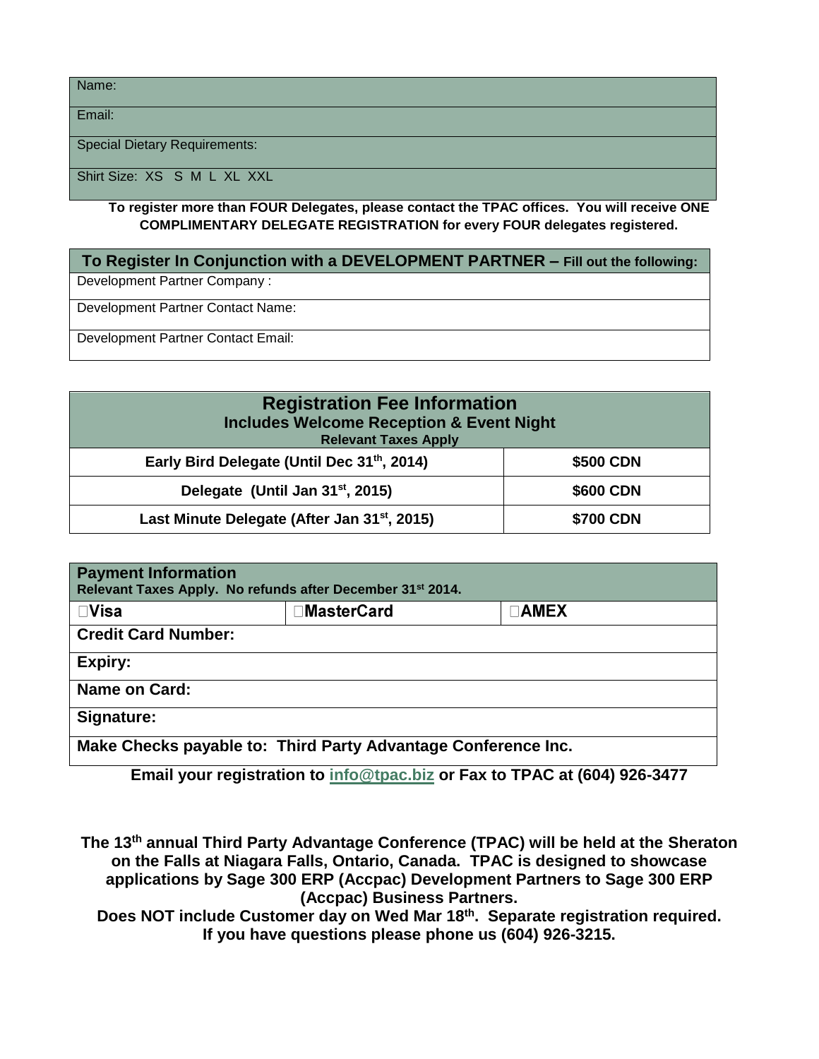| |
|---|
| Name: |
| Email: |
| Special Dietary Requirements: |
| Shirt Size: XS S M L XL XXL |

**To register more than FOUR Delegates, please contact the TPAC offices. You will receive ONE COMPLIMENTARY DELEGATE REGISTRATION for every FOUR delegates registered.**

| **To Register In Conjunction with a DEVELOPMENT PARTNER – Fill out the following:** |
|---|
| Development Partner Company : |
| Development Partner Contact Name: |
| Development Partner Contact Email: |

| **Registration Fee Information**<br>**Includes Welcome Reception & Event Night**<br>**Relevant Taxes Apply** | |
|---|---|
| **Early Bird Delegate (Until Dec 31st, 2014)** | **$500 CDN** |
| **Delegate (Until Jan 31st, 2015)** | **$600 CDN** |
| **Last Minute Delegate (After Jan 31st, 2015)** | **$700 CDN** |

| **Payment Information**<br>**Relevant Taxes Apply. No refunds after December 31st 2014.** | | |
|---|---|---|
| ☐**Visa** | ☐**MasterCard** | ☐**AMEX** |
| **Credit Card Number:** | | |
| **Expiry:** | | |
| **Name on Card:** | | |
| **Signature:** | | |
| **Make Checks payable to: Third Party Advantage Conference Inc.** | | |

**Email your registration to info@tpac.biz or Fax to TPAC at (604) 926-3477**

**The 13th annual Third Party Advantage Conference (TPAC) will be held at the Sheraton on the Falls at Niagara Falls, Ontario, Canada. TPAC is designed to showcase applications by Sage 300 ERP (Accpac) Development Partners to Sage 300 ERP (Accpac) Business Partners.**
**Does NOT include Customer day on Wed Mar 18th. Separate registration required.**
**If you have questions please phone us (604) 926-3215.**